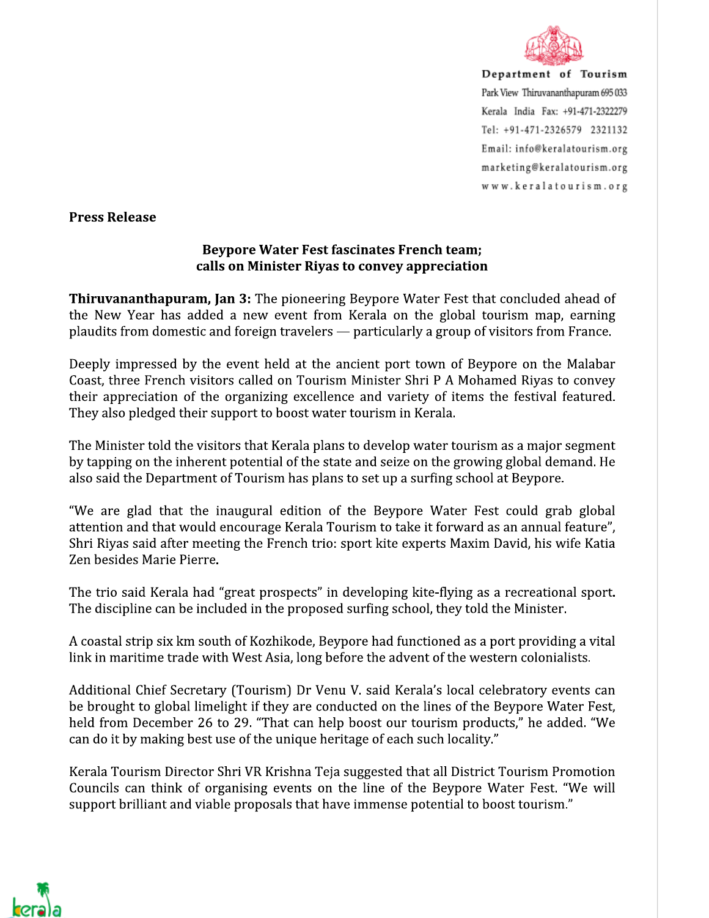Department of Tourism
Park View Thiruvananthapuram 695 033
Kerala India Fax: +91-471-2322279
Tel: +91-471-2326579 2321132
Email: info@keralatourism.org
marketing@keralatourism.org
www.keralatourism.org

**Press Release**

**Beypore Water Fest fascinates French team; calls on Minister Riyas to convey appreciation**

**Thiruvananthapuram, Jan 3:** The pioneering Beypore Water Fest that concluded ahead of the New Year has added a new event from Kerala on the global tourism map, earning plaudits from domestic and foreign travelers — particularly a group of visitors from France.

Deeply impressed by the event held at the ancient port town of Beypore on the Malabar Coast, three French visitors called on Tourism Minister Shri P A Mohamed Riyas to convey their appreciation of the organizing excellence and variety of items the festival featured. They also pledged their support to boost water tourism in Kerala.

The Minister told the visitors that Kerala plans to develop water tourism as a major segment by tapping on the inherent potential of the state and seize on the growing global demand. He also said the Department of Tourism has plans to set up a surfing school at Beypore.

"We are glad that the inaugural edition of the Beypore Water Fest could grab global attention and that would encourage Kerala Tourism to take it forward as an annual feature", Shri Riyas said after meeting the French trio: sport kite experts Maxim David, his wife Katia Zen besides Marie Pierre.

The trio said Kerala had "great prospects" in developing kite-flying as a recreational sport. The discipline can be included in the proposed surfing school, they told the Minister.

A coastal strip six km south of Kozhikode, Beypore had functioned as a port providing a vital link in maritime trade with West Asia, long before the advent of the western colonialists.

Additional Chief Secretary (Tourism) Dr Venu V. said Kerala's local celebratory events can be brought to global limelight if they are conducted on the lines of the Beypore Water Fest, held from December 26 to 29. "That can help boost our tourism products," he added. "We can do it by making best use of the unique heritage of each such locality."

Kerala Tourism Director Shri VR Krishna Teja suggested that all District Tourism Promotion Councils can think of organising events on the line of the Beypore Water Fest. "We will support brilliant and viable proposals that have immense potential to boost tourism."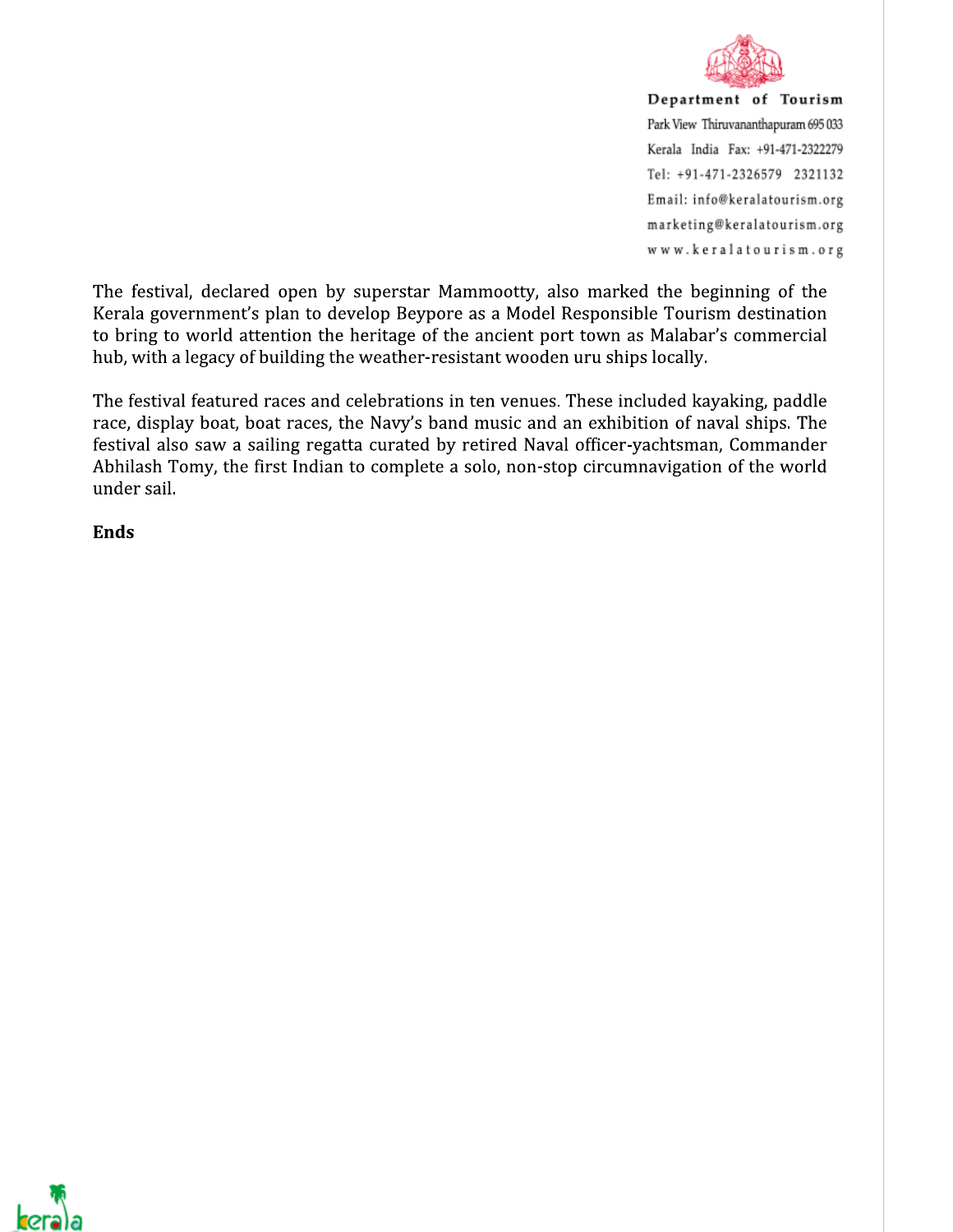**Department of Tourism**
Park View Thiruvananthapuram 695 033
Kerala India Fax: +91-471-2322279
Tel: +91-471-2326579 2321132
Email: info@keralatourism.org
marketing@keralatourism.org
www.keralatourism.org

The festival, declared open by superstar Mammootty, also marked the beginning of the Kerala government's plan to develop Beypore as a Model Responsible Tourism destination to bring to world attention the heritage of the ancient port town as Malabar's commercial hub, with a legacy of building the weather-resistant wooden uru ships locally.

The festival featured races and celebrations in ten venues. These included kayaking, paddle race, display boat, boat races, the Navy's band music and an exhibition of naval ships. The festival also saw a sailing regatta curated by retired Naval officer-yachtsman, Commander Abhilash Tomy, the first Indian to complete a solo, non-stop circumnavigation of the world under sail.

**Ends**